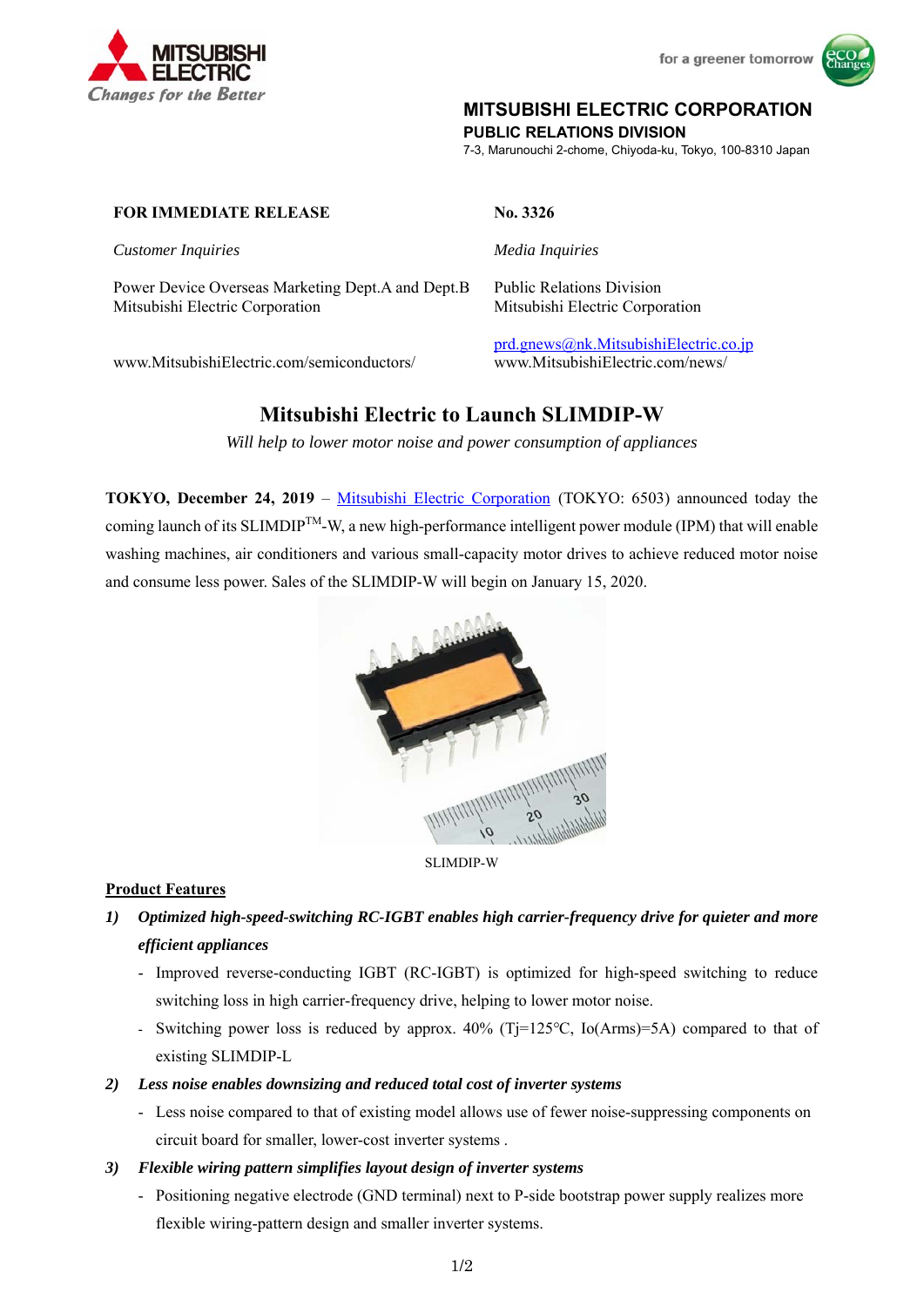MITSUBISHI ELECTRIC CORPORATION
**PUBLIC RELATIONS DIVISION**
7-3, Marunouchi 2-chome, Chiyoda-ku, Tokyo, 100-8310 Japan

**FOR IMMEDIATE RELEASE** **No. 3326**

*Customer Inquiries*

Power Device Overseas Marketing Dept.A and Dept.B
Mitsubishi Electric Corporation

www.MitsubishiElectric.com/semiconductors/

*Media Inquiries*

Public Relations Division
Mitsubishi Electric Corporation

prd.gnews@nk.MitsubishiElectric.co.jp
www.MitsubishiElectric.com/news/

# Mitsubishi Electric to Launch SLIMDIP-W

*Will help to lower motor noise and power consumption of appliances*

**TOKYO, December 24, 2019** – Mitsubishi Electric Corporation (TOKYO: 6503) announced today the coming launch of its SLIMDIP™-W, a new high-performance intelligent power module (IPM) that will enable washing machines, air conditioners and various small-capacity motor drives to achieve reduced motor noise and consume less power. Sales of the SLIMDIP-W will begin on January 15, 2020.

SLIMDIP-W

## Product Features

***1) Optimized high-speed-switching RC-IGBT enables high carrier-frequency drive for quieter and more efficient appliances***

- Improved reverse-conducting IGBT (RC-IGBT) is optimized for high-speed switching to reduce switching loss in high carrier-frequency drive, helping to lower motor noise.
- Switching power loss is reduced by approx. 40% (Tj=125°C, Io(Arms)=5A) compared to that of existing SLIMDIP-L

***2) Less noise enables downsizing and reduced total cost of inverter systems***

- Less noise compared to that of existing model allows use of fewer noise-suppressing components on circuit board for smaller, lower-cost inverter systems .

***3) Flexible wiring pattern simplifies layout design of inverter systems***

- Positioning negative electrode (GND terminal) next to P-side bootstrap power supply realizes more flexible wiring-pattern design and smaller inverter systems.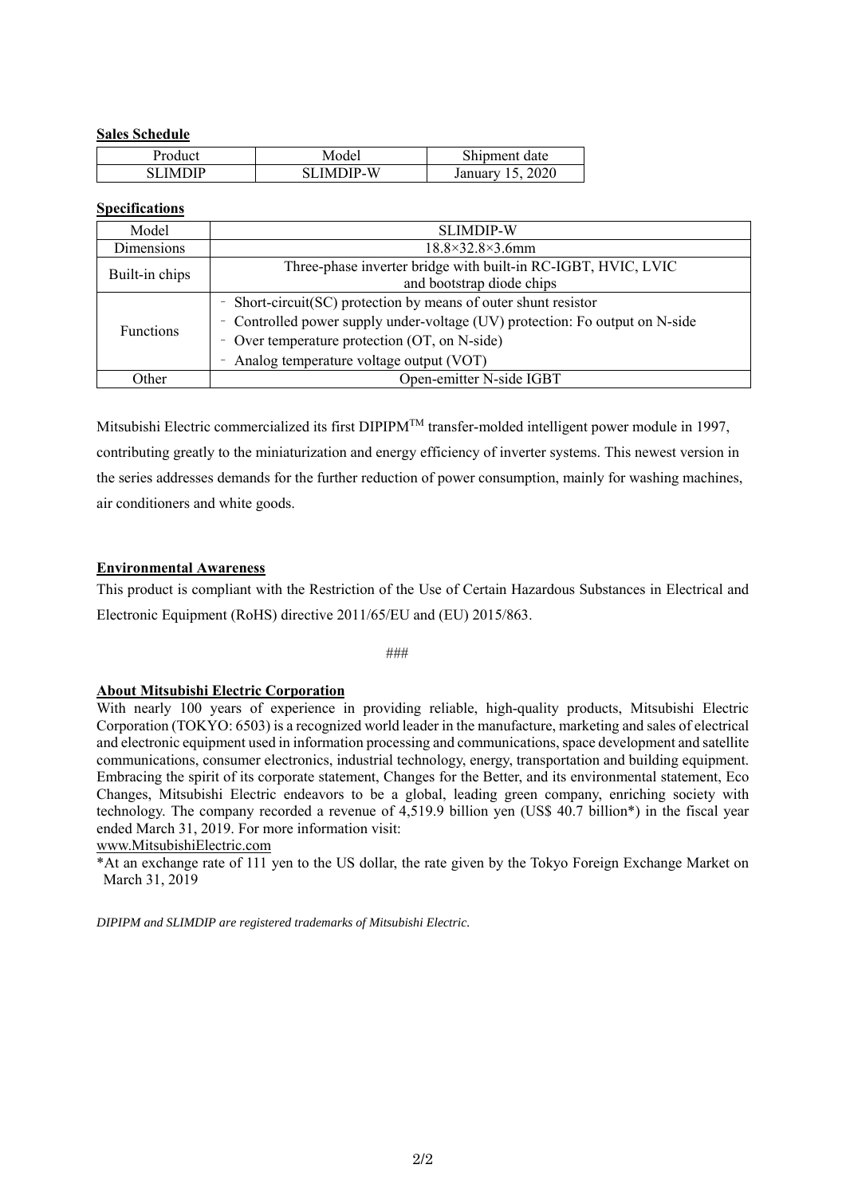**Sales Schedule**

| Product | Model | Shipment date |
| --- | --- | --- |
| SLIMDIP | SLIMDIP-W | January 15, 2020 |

**Specifications**

| Model | SLIMDIP-W |
| --- | --- |
| Dimensions | 18.8×32.8×3.6mm |
| Built-in chips | Three-phase inverter bridge with built-in RC-IGBT, HVIC, LVIC and bootstrap diode chips |
| Functions | - Short-circuit(SC) protection by means of outer shunt resistor<br>- Controlled power supply under-voltage (UV) protection: Fo output on N-side<br>- Over temperature protection (OT, on N-side)<br>- Analog temperature voltage output (VOT) |
| Other | Open-emitter N-side IGBT |

Mitsubishi Electric commercialized its first DIPIPM™ transfer-molded intelligent power module in 1997, contributing greatly to the miniaturization and energy efficiency of inverter systems. This newest version in the series addresses demands for the further reduction of power consumption, mainly for washing machines, air conditioners and white goods.

**Environmental Awareness**

This product is compliant with the Restriction of the Use of Certain Hazardous Substances in Electrical and Electronic Equipment (RoHS) directive 2011/65/EU and (EU) 2015/863.

###

**About Mitsubishi Electric Corporation**

With nearly 100 years of experience in providing reliable, high-quality products, Mitsubishi Electric Corporation (TOKYO: 6503) is a recognized world leader in the manufacture, marketing and sales of electrical and electronic equipment used in information processing and communications, space development and satellite communications, consumer electronics, industrial technology, energy, transportation and building equipment. Embracing the spirit of its corporate statement, Changes for the Better, and its environmental statement, Eco Changes, Mitsubishi Electric endeavors to be a global, leading green company, enriching society with technology. The company recorded a revenue of 4,519.9 billion yen (US$ 40.7 billion*) in the fiscal year ended March 31, 2019. For more information visit:
www.MitsubishiElectric.com

*At an exchange rate of 111 yen to the US dollar, the rate given by the Tokyo Foreign Exchange Market on March 31, 2019

*DIPIPM and SLIMDIP are registered trademarks of Mitsubishi Electric.*